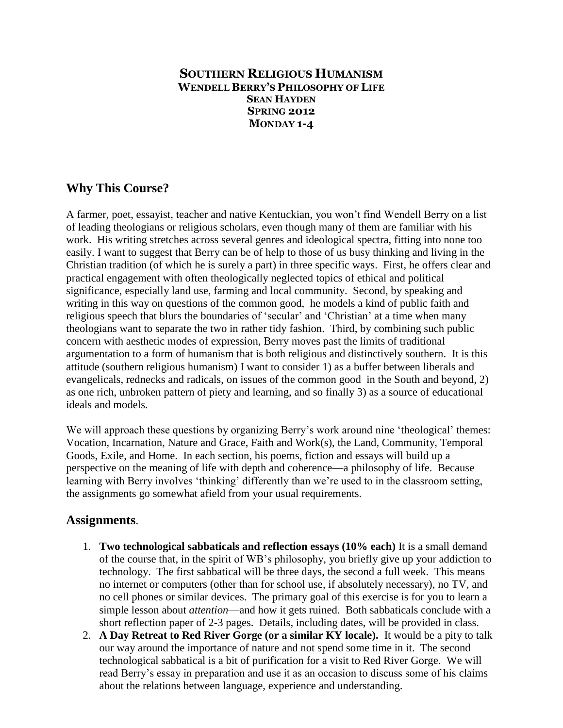# SOUTHERN RELIGIOUS HUMANISM

**WENDELL BERRY'S PHILOSOPHY OF LIFE**
**SEAN HAYDEN**
**SPRING 2012**
**MONDAY 1-4**

## Why This Course?

A farmer, poet, essayist, teacher and native Kentuckian, you won't find Wendell Berry on a list of leading theologians or religious scholars, even though many of them are familiar with his work. His writing stretches across several genres and ideological spectra, fitting into none too easily. I want to suggest that Berry can be of help to those of us busy thinking and living in the Christian tradition (of which he is surely a part) in three specific ways. First, he offers clear and practical engagement with often theologically neglected topics of ethical and political significance, especially land use, farming and local community. Second, by speaking and writing in this way on questions of the common good, he models a kind of public faith and religious speech that blurs the boundaries of 'secular' and 'Christian' at a time when many theologians want to separate the two in rather tidy fashion. Third, by combining such public concern with aesthetic modes of expression, Berry moves past the limits of traditional argumentation to a form of humanism that is both religious and distinctively southern. It is this attitude (southern religious humanism) I want to consider 1) as a buffer between liberals and evangelicals, rednecks and radicals, on issues of the common good in the South and beyond, 2) as one rich, unbroken pattern of piety and learning, and so finally 3) as a source of educational ideals and models.

We will approach these questions by organizing Berry's work around nine 'theological' themes: Vocation, Incarnation, Nature and Grace, Faith and Work(s), the Land, Community, Temporal Goods, Exile, and Home. In each section, his poems, fiction and essays will build up a perspective on the meaning of life with depth and coherence—a philosophy of life. Because learning with Berry involves 'thinking' differently than we're used to in the classroom setting, the assignments go somewhat afield from your usual requirements.

## Assignments.

1. **Two technological sabbaticals and reflection essays (10% each)** It is a small demand of the course that, in the spirit of WB's philosophy, you briefly give up your addiction to technology. The first sabbatical will be three days, the second a full week. This means no internet or computers (other than for school use, if absolutely necessary), no TV, and no cell phones or similar devices. The primary goal of this exercise is for you to learn a simple lesson about *attention*—and how it gets ruined. Both sabbaticals conclude with a short reflection paper of 2-3 pages. Details, including dates, will be provided in class.
2. **A Day Retreat to Red River Gorge (or a similar KY locale).** It would be a pity to talk our way around the importance of nature and not spend some time in it. The second technological sabbatical is a bit of purification for a visit to Red River Gorge. We will read Berry's essay in preparation and use it as an occasion to discuss some of his claims about the relations between language, experience and understanding.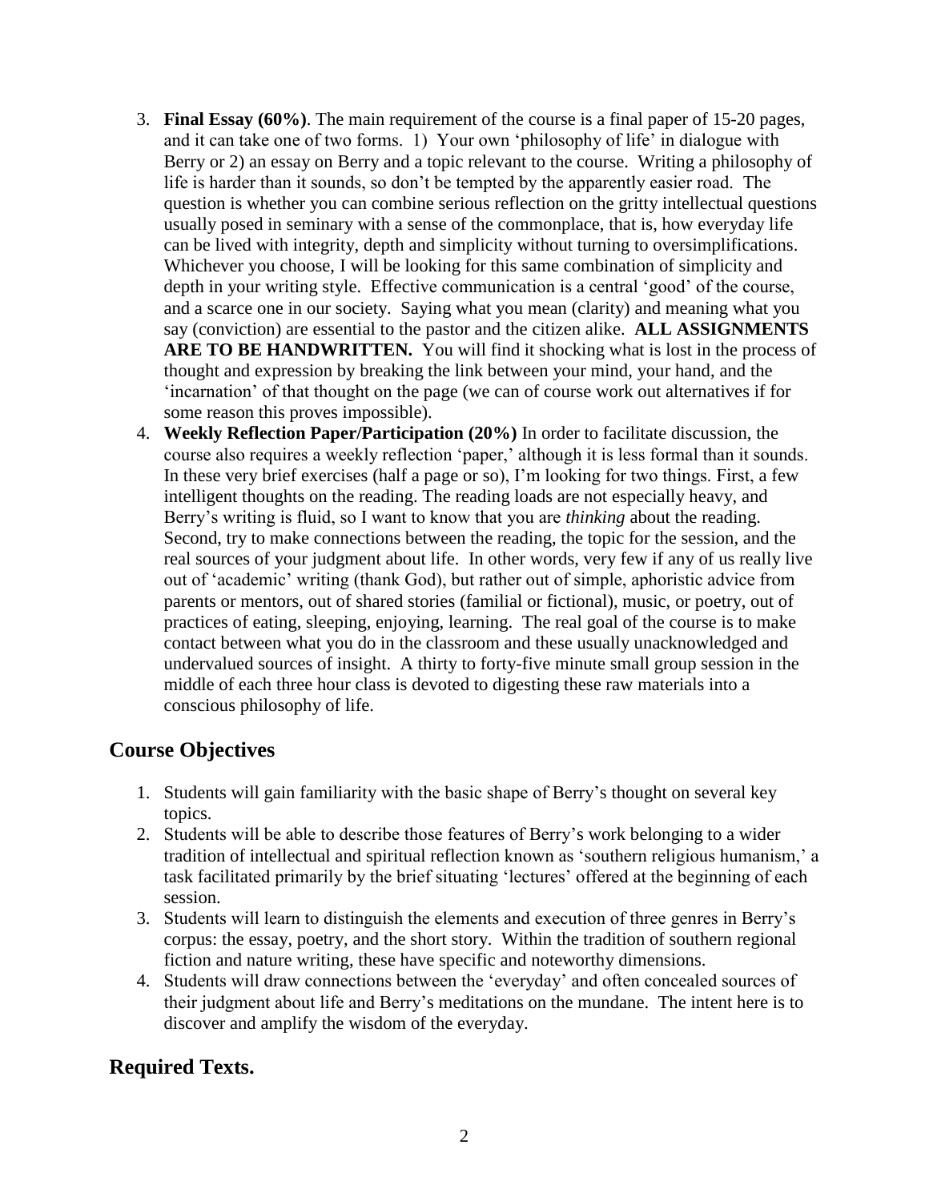3. **Final Essay (60%)**. The main requirement of the course is a final paper of 15-20 pages, and it can take one of two forms. 1) Your own 'philosophy of life' in dialogue with Berry or 2) an essay on Berry and a topic relevant to the course. Writing a philosophy of life is harder than it sounds, so don't be tempted by the apparently easier road. The question is whether you can combine serious reflection on the gritty intellectual questions usually posed in seminary with a sense of the commonplace, that is, how everyday life can be lived with integrity, depth and simplicity without turning to oversimplifications. Whichever you choose, I will be looking for this same combination of simplicity and depth in your writing style. Effective communication is a central 'good' of the course, and a scarce one in our society. Saying what you mean (clarity) and meaning what you say (conviction) are essential to the pastor and the citizen alike. **ALL ASSIGNMENTS ARE TO BE HANDWRITTEN.** You will find it shocking what is lost in the process of thought and expression by breaking the link between your mind, your hand, and the 'incarnation' of that thought on the page (we can of course work out alternatives if for some reason this proves impossible).
4. **Weekly Reflection Paper/Participation (20%)** In order to facilitate discussion, the course also requires a weekly reflection 'paper,' although it is less formal than it sounds. In these very brief exercises (half a page or so), I'm looking for two things. First, a few intelligent thoughts on the reading. The reading loads are not especially heavy, and Berry's writing is fluid, so I want to know that you are *thinking* about the reading. Second, try to make connections between the reading, the topic for the session, and the real sources of your judgment about life. In other words, very few if any of us really live out of 'academic' writing (thank God), but rather out of simple, aphoristic advice from parents or mentors, out of shared stories (familial or fictional), music, or poetry, out of practices of eating, sleeping, enjoying, learning. The real goal of the course is to make contact between what you do in the classroom and these usually unacknowledged and undervalued sources of insight. A thirty to forty-five minute small group session in the middle of each three hour class is devoted to digesting these raw materials into a conscious philosophy of life.

## Course Objectives

1. Students will gain familiarity with the basic shape of Berry's thought on several key topics.
2. Students will be able to describe those features of Berry's work belonging to a wider tradition of intellectual and spiritual reflection known as 'southern religious humanism,' a task facilitated primarily by the brief situating 'lectures' offered at the beginning of each session.
3. Students will learn to distinguish the elements and execution of three genres in Berry's corpus: the essay, poetry, and the short story. Within the tradition of southern regional fiction and nature writing, these have specific and noteworthy dimensions.
4. Students will draw connections between the 'everyday' and often concealed sources of their judgment about life and Berry's meditations on the mundane. The intent here is to discover and amplify the wisdom of the everyday.

## Required Texts.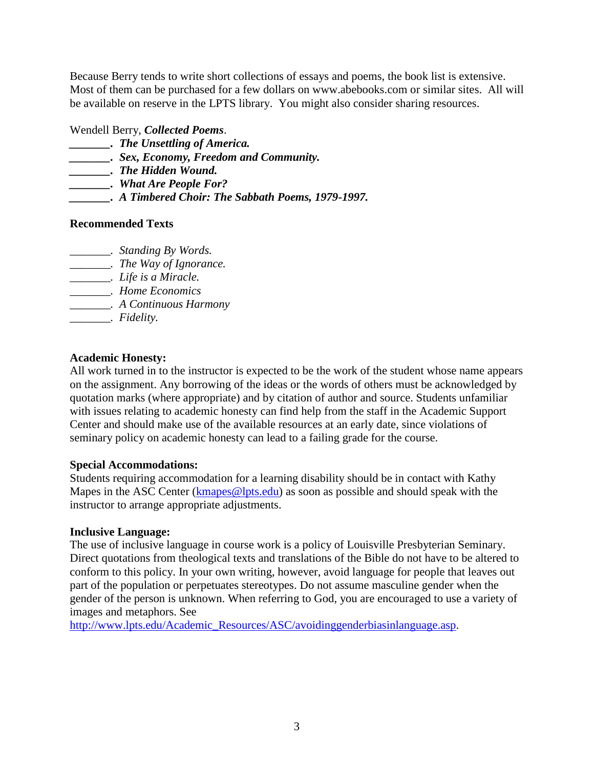Because Berry tends to write short collections of essays and poems, the book list is extensive. Most of them can be purchased for a few dollars on www.abebooks.com or similar sites. All will be available on reserve in the LPTS library. You might also consider sharing resources.

Wendell Berry, ***Collected Poems***.
**_______. *The Unsettling of America.***
**_______. *Sex, Economy, Freedom and Community.***
**_______. *The Hidden Wound.***
**_______. *What Are People For?***
**_______. *A Timbered Choir: The Sabbath Poems, 1979-1997.***

**Recommended Texts**

_______. *Standing By Words.*
_______. *The Way of Ignorance.*
_______. *Life is a Miracle.*
_______. *Home Economics*
_______. *A Continuous Harmony*
_______. *Fidelity.*

**Academic Honesty:**
All work turned in to the instructor is expected to be the work of the student whose name appears on the assignment. Any borrowing of the ideas or the words of others must be acknowledged by quotation marks (where appropriate) and by citation of author and source. Students unfamiliar with issues relating to academic honesty can find help from the staff in the Academic Support Center and should make use of the available resources at an early date, since violations of seminary policy on academic honesty can lead to a failing grade for the course.

**Special Accommodations:**
Students requiring accommodation for a learning disability should be in contact with Kathy Mapes in the ASC Center (kmapes@lpts.edu) as soon as possible and should speak with the instructor to arrange appropriate adjustments.

**Inclusive Language:**
The use of inclusive language in course work is a policy of Louisville Presbyterian Seminary. Direct quotations from theological texts and translations of the Bible do not have to be altered to conform to this policy. In your own writing, however, avoid language for people that leaves out part of the population or perpetuates stereotypes. Do not assume masculine gender when the gender of the person is unknown. When referring to God, you are encouraged to use a variety of images and metaphors. See http://www.lpts.edu/Academic_Resources/ASC/avoidinggenderbiasinlanguage.asp.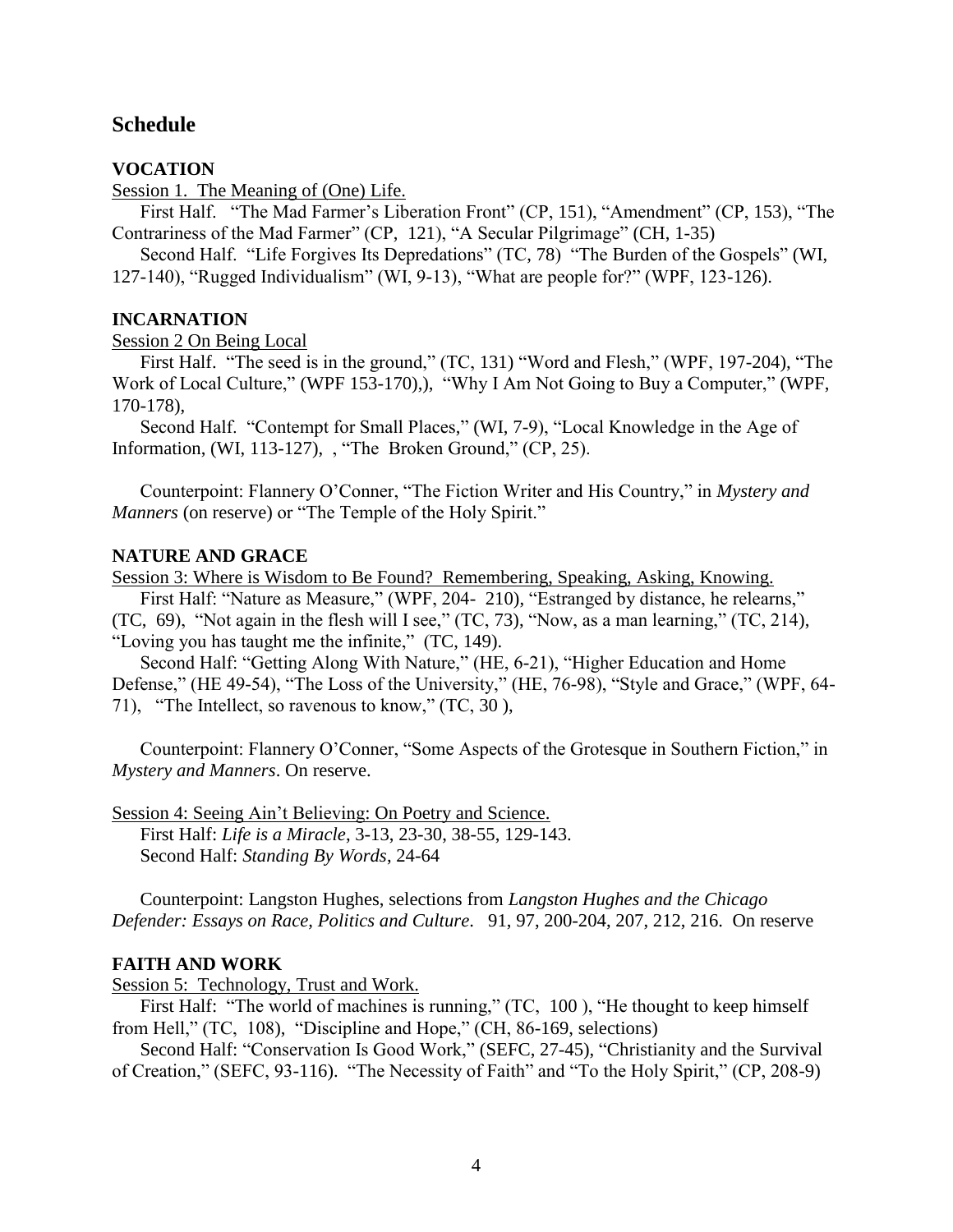## Schedule

### VOCATION

<u>Session 1. The Meaning of (One) Life.</u>

First Half. "The Mad Farmer's Liberation Front" (CP, 151), "Amendment" (CP, 153), "The Contrariness of the Mad Farmer" (CP, 121), "A Secular Pilgrimage" (CH, 1-35)

Second Half. "Life Forgives Its Depredations" (TC, 78) "The Burden of the Gospels" (WI, 127-140), "Rugged Individualism" (WI, 9-13), "What are people for?" (WPF, 123-126).

### INCARNATION

<u>Session 2 On Being Local</u>

First Half. "The seed is in the ground," (TC, 131) "Word and Flesh," (WPF, 197-204), "The Work of Local Culture," (WPF 153-170),), "Why I Am Not Going to Buy a Computer," (WPF, 170-178),

Second Half. "Contempt for Small Places," (WI, 7-9), "Local Knowledge in the Age of Information, (WI, 113-127), , "The Broken Ground," (CP, 25).

Counterpoint: Flannery O'Conner, "The Fiction Writer and His Country," in *Mystery and Manners* (on reserve) or "The Temple of the Holy Spirit."

### NATURE AND GRACE

<u>Session 3: Where is Wisdom to Be Found? Remembering, Speaking, Asking, Knowing.</u>

First Half: "Nature as Measure," (WPF, 204- 210), "Estranged by distance, he relearns," (TC, 69), "Not again in the flesh will I see," (TC, 73), "Now, as a man learning," (TC, 214), "Loving you has taught me the infinite," (TC, 149).

Second Half: "Getting Along With Nature," (HE, 6-21), "Higher Education and Home Defense," (HE 49-54), "The Loss of the University," (HE, 76-98), "Style and Grace," (WPF, 64-71), "The Intellect, so ravenous to know," (TC, 30 ),

Counterpoint: Flannery O'Conner, "Some Aspects of the Grotesque in Southern Fiction," in *Mystery and Manners*. On reserve.

<u>Session 4: Seeing Ain't Believing: On Poetry and Science.</u>

First Half: *Life is a Miracle*, 3-13, 23-30, 38-55, 129-143.

Second Half: *Standing By Words*, 24-64

Counterpoint: Langston Hughes, selections from *Langston Hughes and the Chicago Defender: Essays on Race, Politics and Culture*. 91, 97, 200-204, 207, 212, 216. On reserve

### FAITH AND WORK

<u>Session 5: Technology, Trust and Work.</u>

First Half: "The world of machines is running," (TC, 100 ), "He thought to keep himself from Hell," (TC, 108), "Discipline and Hope," (CH, 86-169, selections)

Second Half: "Conservation Is Good Work," (SEFC, 27-45), "Christianity and the Survival of Creation," (SEFC, 93-116). "The Necessity of Faith" and "To the Holy Spirit," (CP, 208-9)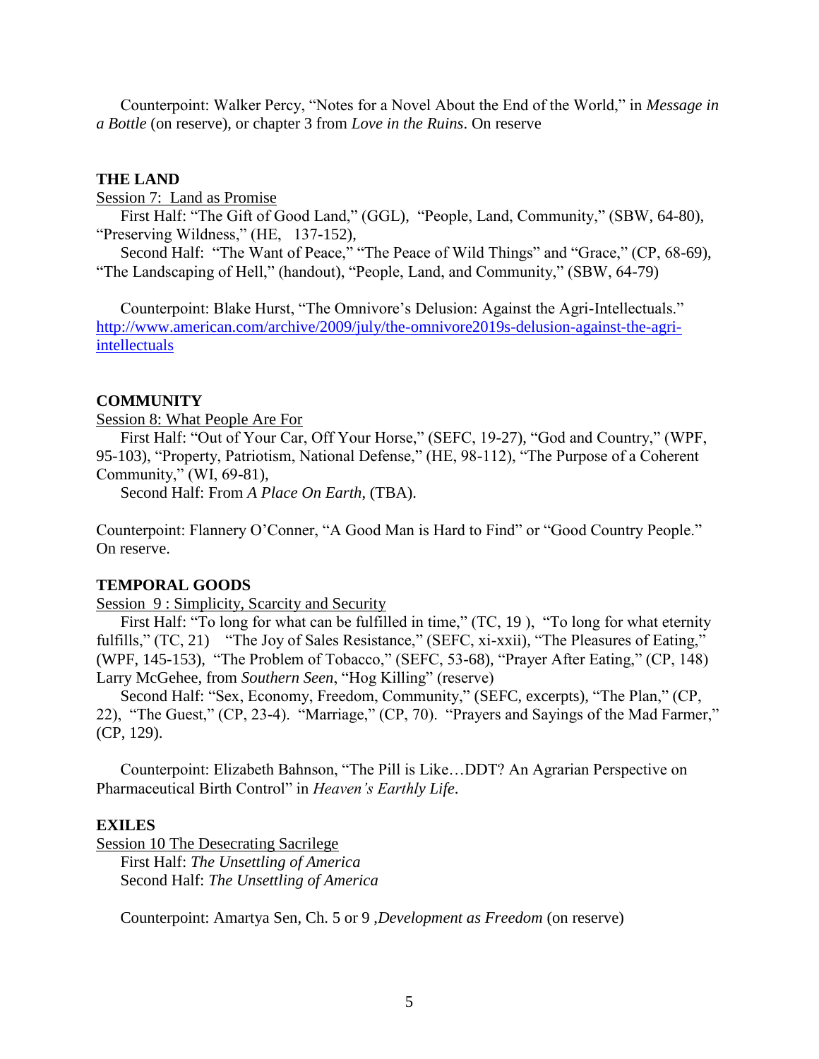Counterpoint: Walker Percy, "Notes for a Novel About the End of the World," in *Message in a Bottle* (on reserve), or chapter 3 from *Love in the Ruins*. On reserve

**THE LAND**

Session 7: Land as Promise

First Half: "The Gift of Good Land," (GGL), "People, Land, Community," (SBW, 64-80), "Preserving Wildness," (HE, 137-152),

Second Half: "The Want of Peace," "The Peace of Wild Things" and "Grace," (CP, 68-69), "The Landscaping of Hell," (handout), "People, Land, and Community," (SBW, 64-79)

Counterpoint: Blake Hurst, "The Omnivore's Delusion: Against the Agri-Intellectuals." http://www.american.com/archive/2009/july/the-omnivore2019s-delusion-against-the-agri-intellectuals

**COMMUNITY**

Session 8: What People Are For

First Half: "Out of Your Car, Off Your Horse," (SEFC, 19-27), "God and Country," (WPF, 95-103), "Property, Patriotism, National Defense," (HE, 98-112), "The Purpose of a Coherent Community," (WI, 69-81),

Second Half: From *A Place On Earth*, (TBA).

Counterpoint: Flannery O'Conner, "A Good Man is Hard to Find" or "Good Country People." On reserve.

**TEMPORAL GOODS**

Session 9 : Simplicity, Scarcity and Security

First Half: "To long for what can be fulfilled in time," (TC, 19 ), "To long for what eternity fulfills," (TC, 21) "The Joy of Sales Resistance," (SEFC, xi-xxii), "The Pleasures of Eating," (WPF, 145-153), "The Problem of Tobacco," (SEFC, 53-68), "Prayer After Eating," (CP, 148) Larry McGehee, from *Southern Seen*, "Hog Killing" (reserve)

Second Half: "Sex, Economy, Freedom, Community," (SEFC, excerpts), "The Plan," (CP, 22), "The Guest," (CP, 23-4). "Marriage," (CP, 70). "Prayers and Sayings of the Mad Farmer," (CP, 129).

Counterpoint: Elizabeth Bahnson, "The Pill is Like…DDT? An Agrarian Perspective on Pharmaceutical Birth Control" in *Heaven's Earthly Life*.

**EXILES**

Session 10 The Desecrating Sacrilege

First Half: *The Unsettling of America*

Second Half: *The Unsettling of America*

Counterpoint: Amartya Sen, Ch. 5 or 9 ,*Development as Freedom* (on reserve)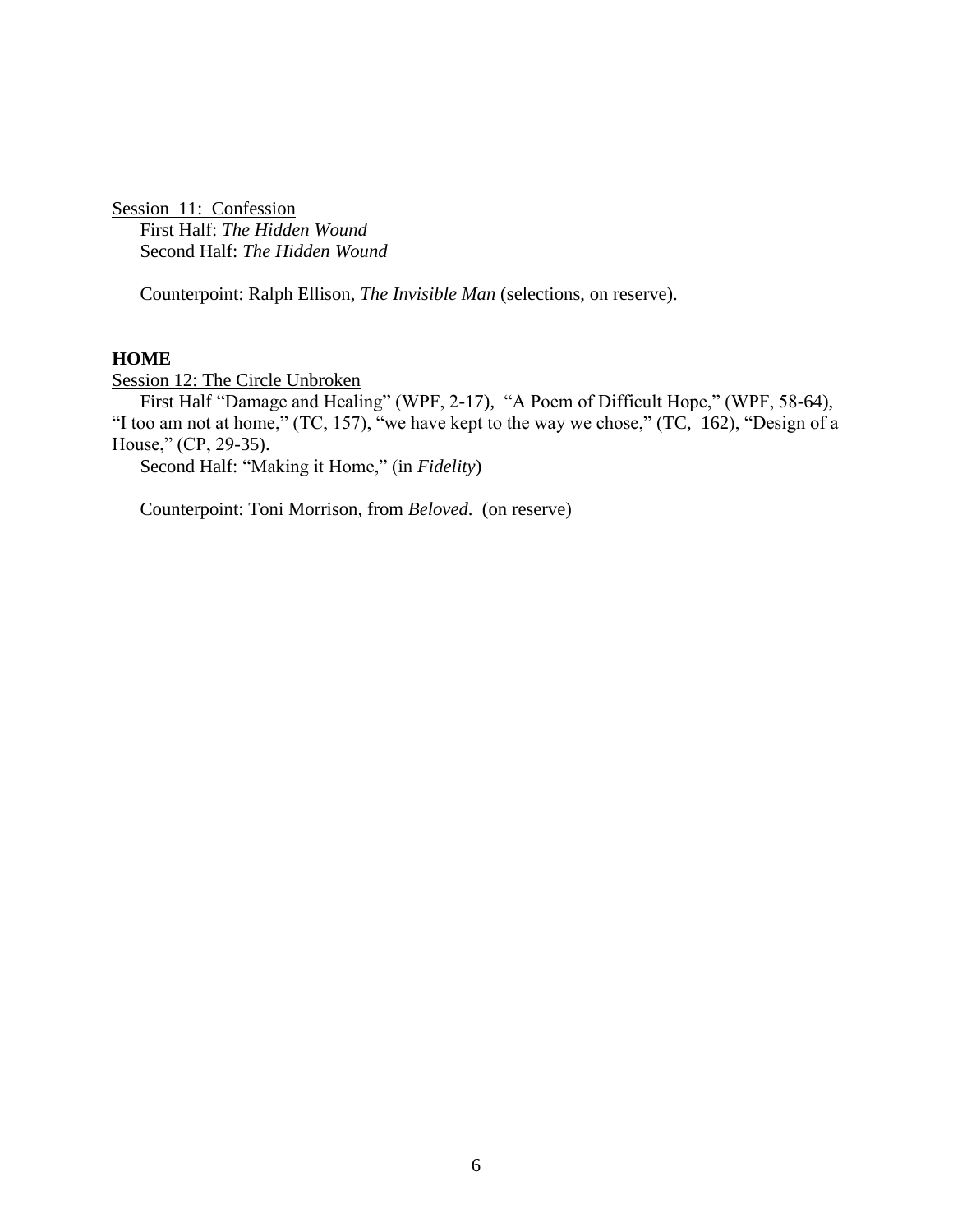Session 11: Confession

First Half: *The Hidden Wound*

Second Half: *The Hidden Wound*

Counterpoint: Ralph Ellison, *The Invisible Man* (selections, on reserve).

**HOME**

Session 12: The Circle Unbroken

First Half "Damage and Healing" (WPF, 2-17), "A Poem of Difficult Hope," (WPF, 58-64), "I too am not at home," (TC, 157), "we have kept to the way we chose," (TC, 162), "Design of a House," (CP, 29-35).

Second Half: "Making it Home," (in *Fidelity*)

Counterpoint: Toni Morrison, from *Beloved*. (on reserve)